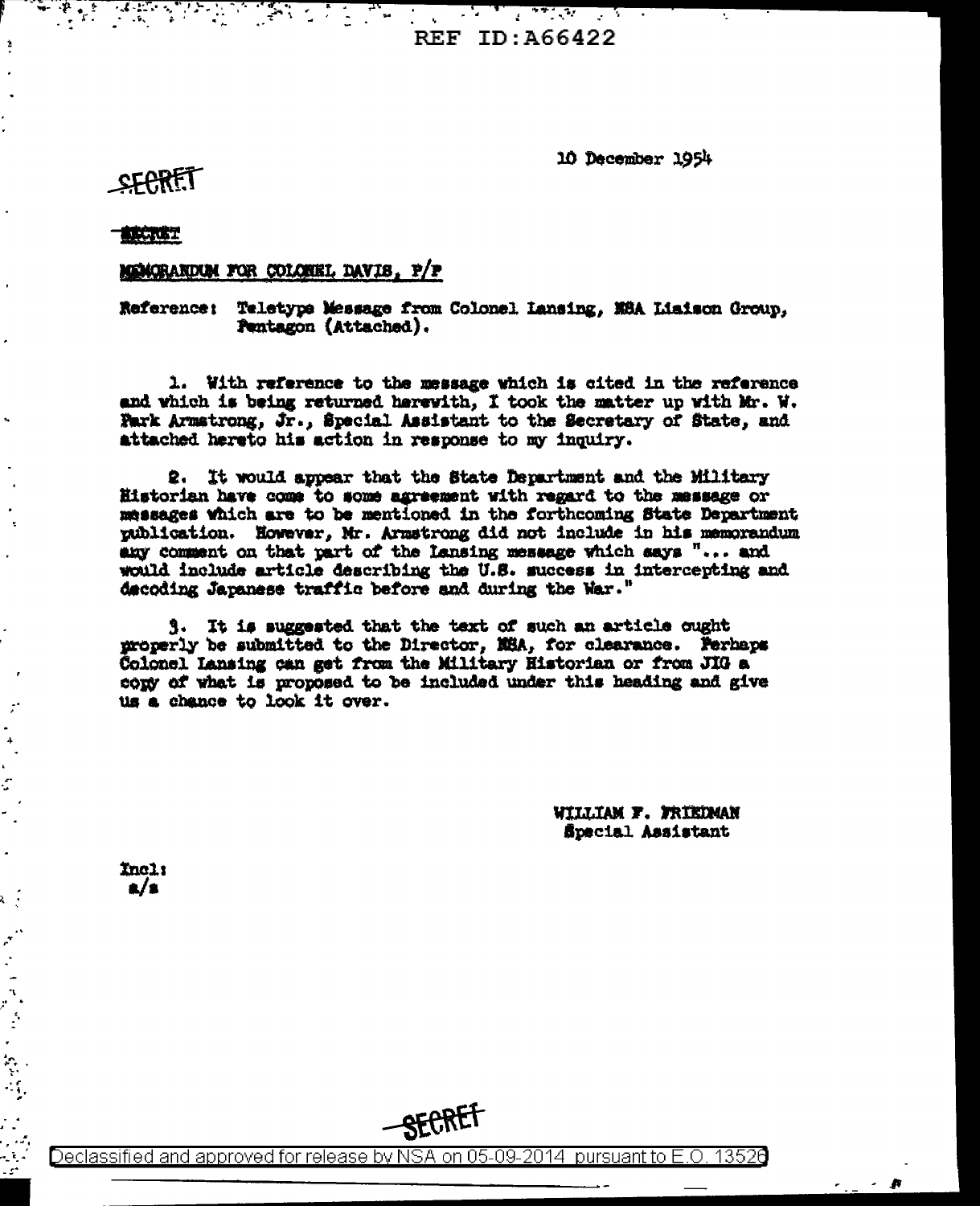REF ID:A66422

10 December 1954

SECRET

SECRET

MEMORANDUM FOR COLONEL DAVIS, P/P

Reference: Teletype Message from Colonel Lansing, NSA Liaison Group, Pentagon (Attached).

1. With reference to the message which is cited in the reference and which is being returned herewith, I took the matter up with Mr. W. Park Armstrong, Jr., Special Assistant to the Secretary of State, and attached hereto his action in response to my inquiry.

2. It would appear that the State Department and the Military Historian have come to some agreement with regard to the message or messages which are to be mentioned in the forthcoming State Department publication. However, Mr. Armstrong did not include in his memorandum any comment on that part of the Lansing message which says "... and would include article describing the U.S. success in intercepting and decoding Japanese traffic before and during the War."

3. It is suggested that the text of such an article ought properly be submitted to the Director, NSA, for clearance. Perhaps Colonel Lansing can get from the Military Historian or from JIG a copy of what is proposed to be included under this heading and give us a chance to look it over.

WILLIAM F. FRIEDMAN
Special Assistant

Incl:
a/s

SECRET

Declassified and approved for release by NSA on 05-09-2014 pursuant to E.O. 13526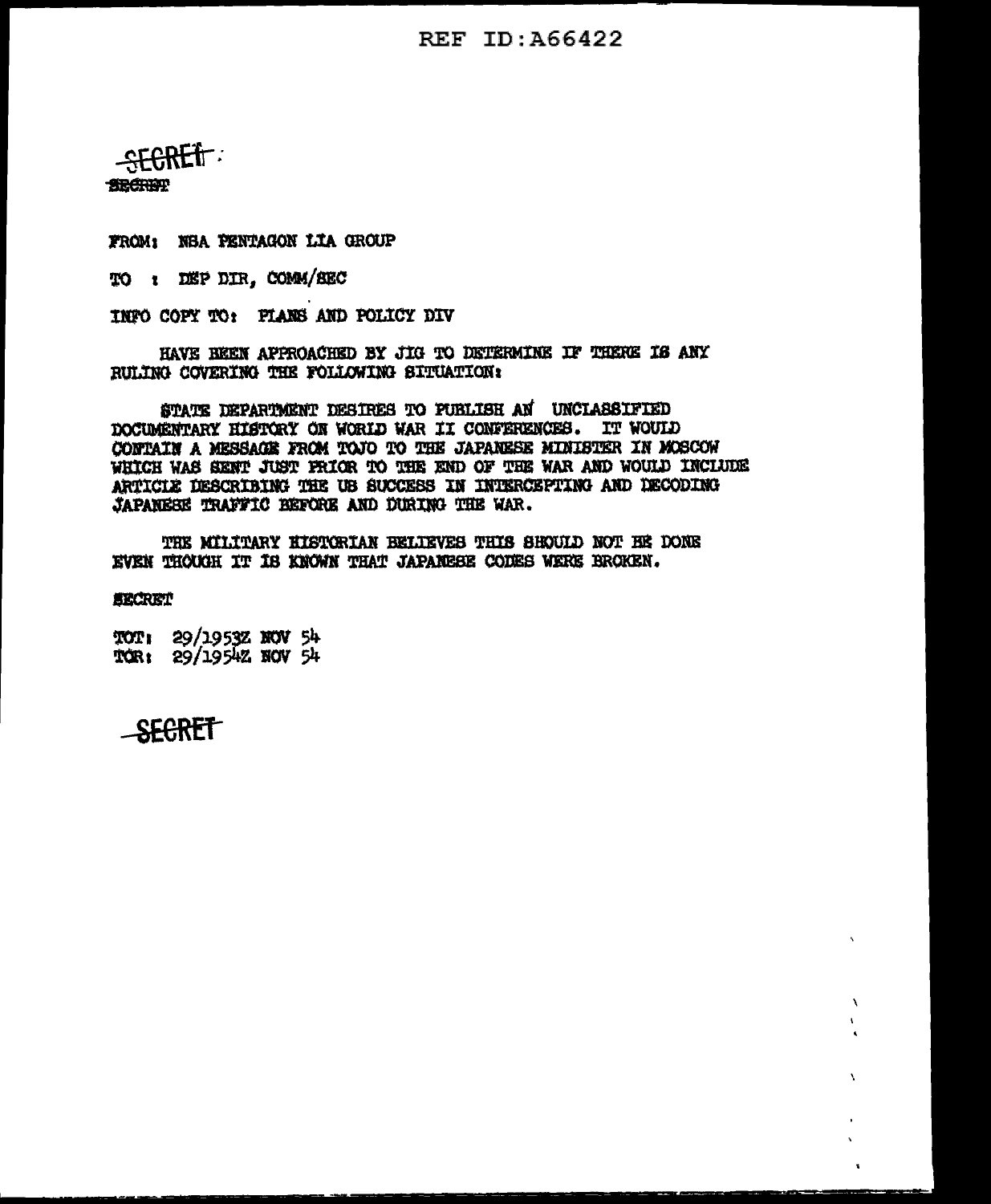REF ID:A66422

SECRET

SECRET

FROM: NSA PENTAGON LIA GROUP

TO : DEP DIR, COMM/SEC

INFO COPY TO: PLANS AND POLICY DIV

HAVE BEEN APPROACHED BY JIG TO DETERMINE IF THERE IS ANY RULING COVERING THE FOLLOWING SITUATION:

STATE DEPARTMENT DESIRES TO PUBLISH AN UNCLASSIFIED DOCUMENTARY HISTORY ON WORLD WAR II CONFERENCES. IT WOULD CONTAIN A MESSAGE FROM TOJO TO THE JAPANESE MINISTER IN MOSCOW WHICH WAS SENT JUST PRIOR TO THE END OF THE WAR AND WOULD INCLUDE ARTICLE DESCRIBING THE US SUCCESS IN INTERCEPTING AND DECODING JAPANESE TRAFFIC BEFORE AND DURING THE WAR.

THE MILITARY HISTORIAN BELIEVES THIS SHOULD NOT BE DONE EVEN THOUGH IT IS KNOWN THAT JAPANESE CODES WERE BROKEN.

SECRET

TOT: 29/1953Z NOV 54
TOR: 29/1954Z NOV 54

SECRET